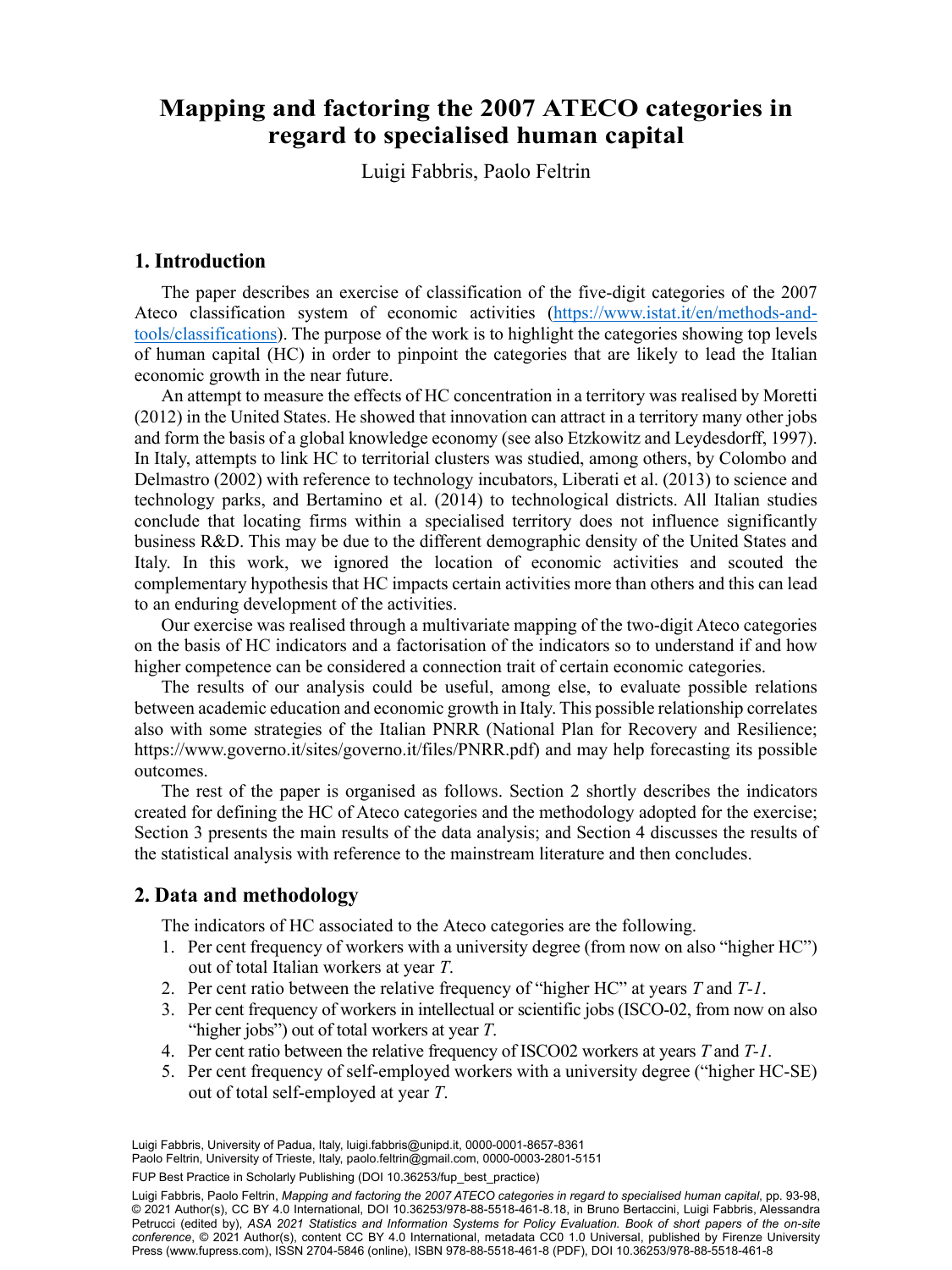# Mapping and factoring the 2007 ATECO categories in regard to specialised human capital

Luigi Fabbris, Paolo Feltrin

## 1. Introduction

The paper describes an exercise of classification of the five-digit categories of the 2007 Ateco classification system of economic activities (https://www.istat.it/en/methods-and-tools/classifications). The purpose of the work is to highlight the categories showing top levels of human capital (HC) in order to pinpoint the categories that are likely to lead the Italian economic growth in the near future.

An attempt to measure the effects of HC concentration in a territory was realised by Moretti (2012) in the United States. He showed that innovation can attract in a territory many other jobs and form the basis of a global knowledge economy (see also Etzkowitz and Leydesdorff, 1997). In Italy, attempts to link HC to territorial clusters was studied, among others, by Colombo and Delmastro (2002) with reference to technology incubators, Liberati et al. (2013) to science and technology parks, and Bertamino et al. (2014) to technological districts. All Italian studies conclude that locating firms within a specialised territory does not influence significantly business R&D. This may be due to the different demographic density of the United States and Italy. In this work, we ignored the location of economic activities and scouted the complementary hypothesis that HC impacts certain activities more than others and this can lead to an enduring development of the activities.

Our exercise was realised through a multivariate mapping of the two-digit Ateco categories on the basis of HC indicators and a factorisation of the indicators so to understand if and how higher competence can be considered a connection trait of certain economic categories.

The results of our analysis could be useful, among else, to evaluate possible relations between academic education and economic growth in Italy. This possible relationship correlates also with some strategies of the Italian PNRR (National Plan for Recovery and Resilience; https://www.governo.it/sites/governo.it/files/PNRR.pdf) and may help forecasting its possible outcomes.

The rest of the paper is organised as follows. Section 2 shortly describes the indicators created for defining the HC of Ateco categories and the methodology adopted for the exercise; Section 3 presents the main results of the data analysis; and Section 4 discusses the results of the statistical analysis with reference to the mainstream literature and then concludes.

## 2. Data and methodology

The indicators of HC associated to the Ateco categories are the following.

1. Per cent frequency of workers with a university degree (from now on also "higher HC") out of total Italian workers at year *T*.
2. Per cent ratio between the relative frequency of "higher HC" at years *T* and *T-1*.
3. Per cent frequency of workers in intellectual or scientific jobs (ISCO-02, from now on also "higher jobs") out of total workers at year *T*.
4. Per cent ratio between the relative frequency of ISCO02 workers at years *T* and *T-1*.
5. Per cent frequency of self-employed workers with a university degree ("higher HC-SE) out of total self-employed at year *T*.

Luigi Fabbris, University of Padua, Italy, luigi.fabbris@unipd.it, 0000-0001-8657-8361
Paolo Feltrin, University of Trieste, Italy, paolo.feltrin@gmail.com, 0000-0003-2801-5151

FUP Best Practice in Scholarly Publishing (DOI 10.36253/fup_best_practice)

Luigi Fabbris, Paolo Feltrin, *Mapping and factoring the 2007 ATECO categories in regard to specialised human capital*, pp. 93-98, © 2021 Author(s), CC BY 4.0 International, DOI 10.36253/978-88-5518-461-8.18, in Bruno Bertaccini, Luigi Fabbris, Alessandra Petrucci (edited by), *ASA 2021 Statistics and Information Systems for Policy Evaluation. Book of short papers of the on-site conference*, © 2021 Author(s), content CC BY 4.0 International, metadata CC0 1.0 Universal, published by Firenze University Press (www.fupress.com), ISSN 2704-5846 (online), ISBN 978-88-5518-461-8 (PDF), DOI 10.36253/978-88-5518-461-8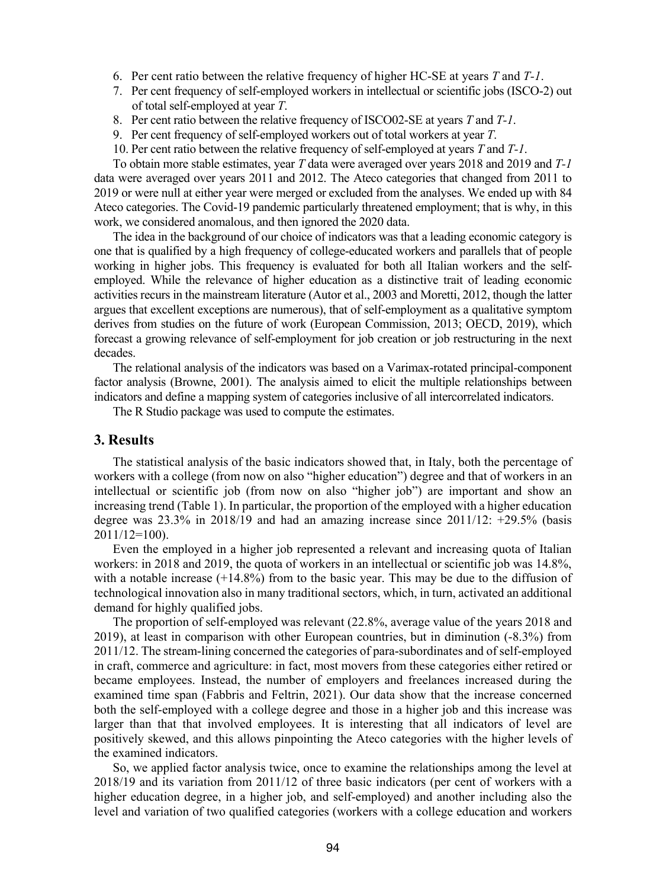6. Per cent ratio between the relative frequency of higher HC-SE at years *T* and *T-1*.
7. Per cent frequency of self-employed workers in intellectual or scientific jobs (ISCO-2) out of total self-employed at year *T*.
8. Per cent ratio between the relative frequency of ISCO02-SE at years *T* and *T-1*.
9. Per cent frequency of self-employed workers out of total workers at year *T*.
10. Per cent ratio between the relative frequency of self-employed at years *T* and *T-1*.

To obtain more stable estimates, year *T* data were averaged over years 2018 and 2019 and *T-1* data were averaged over years 2011 and 2012. The Ateco categories that changed from 2011 to 2019 or were null at either year were merged or excluded from the analyses. We ended up with 84 Ateco categories. The Covid-19 pandemic particularly threatened employment; that is why, in this work, we considered anomalous, and then ignored the 2020 data.

The idea in the background of our choice of indicators was that a leading economic category is one that is qualified by a high frequency of college-educated workers and parallels that of people working in higher jobs. This frequency is evaluated for both all Italian workers and the self-employed. While the relevance of higher education as a distinctive trait of leading economic activities recurs in the mainstream literature (Autor et al., 2003 and Moretti, 2012, though the latter argues that excellent exceptions are numerous), that of self-employment as a qualitative symptom derives from studies on the future of work (European Commission, 2013; OECD, 2019), which forecast a growing relevance of self-employment for job creation or job restructuring in the next decades.

The relational analysis of the indicators was based on a Varimax-rotated principal-component factor analysis (Browne, 2001). The analysis aimed to elicit the multiple relationships between indicators and define a mapping system of categories inclusive of all intercorrelated indicators.

The R Studio package was used to compute the estimates.

## 3. Results

The statistical analysis of the basic indicators showed that, in Italy, both the percentage of workers with a college (from now on also "higher education") degree and that of workers in an intellectual or scientific job (from now on also "higher job") are important and show an increasing trend (Table 1). In particular, the proportion of the employed with a higher education degree was 23.3% in 2018/19 and had an amazing increase since 2011/12: +29.5% (basis 2011/12=100).

Even the employed in a higher job represented a relevant and increasing quota of Italian workers: in 2018 and 2019, the quota of workers in an intellectual or scientific job was 14.8%, with a notable increase (+14.8%) from to the basic year. This may be due to the diffusion of technological innovation also in many traditional sectors, which, in turn, activated an additional demand for highly qualified jobs.

The proportion of self-employed was relevant (22.8%, average value of the years 2018 and 2019), at least in comparison with other European countries, but in diminution (-8.3%) from 2011/12. The stream-lining concerned the categories of para-subordinates and of self-employed in craft, commerce and agriculture: in fact, most movers from these categories either retired or became employees. Instead, the number of employers and freelances increased during the examined time span (Fabbris and Feltrin, 2021). Our data show that the increase concerned both the self-employed with a college degree and those in a higher job and this increase was larger than that that involved employees. It is interesting that all indicators of level are positively skewed, and this allows pinpointing the Ateco categories with the higher levels of the examined indicators.

So, we applied factor analysis twice, once to examine the relationships among the level at 2018/19 and its variation from 2011/12 of three basic indicators (per cent of workers with a higher education degree, in a higher job, and self-employed) and another including also the level and variation of two qualified categories (workers with a college education and workers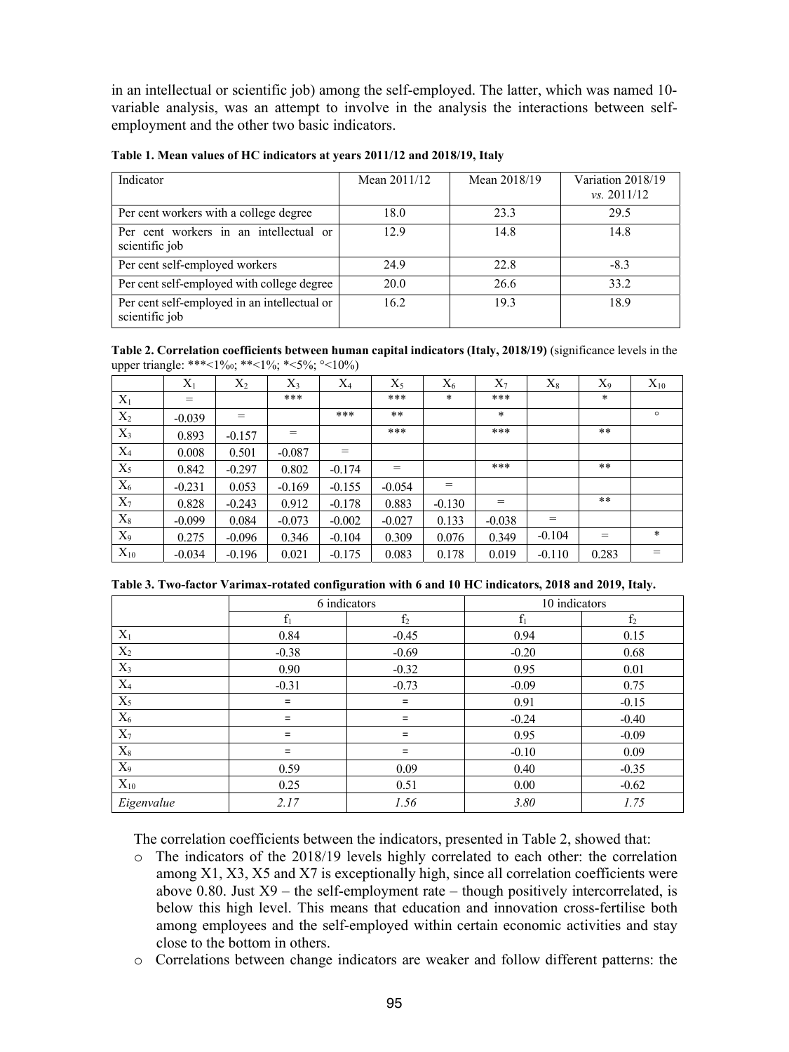in an intellectual or scientific job) among the self-employed. The latter, which was named 10-variable analysis, was an attempt to involve in the analysis the interactions between self-employment and the other two basic indicators.

**Table 1. Mean values of HC indicators at years 2011/12 and 2018/19, Italy**

| Indicator | Mean 2011/12 | Mean 2018/19 | Variation 2018/19 *vs.* 2011/12 |
|---|---|---|---|
| Per cent workers with a college degree | 18.0 | 23.3 | 29.5 |
| Per cent workers in an intellectual or scientific job | 12.9 | 14.8 | 14.8 |
| Per cent self-employed workers | 24.9 | 22.8 | -8.3 |
| Per cent self-employed with college degree | 20.0 | 26.6 | 33.2 |
| Per cent self-employed in an intellectual or scientific job | 16.2 | 19.3 | 18.9 |

**Table 2. Correlation coefficients between human capital indicators (Italy, 2018/19)** (significance levels in the upper triangle: ***<1‰; **<1%; *<5%; °<10%)

| | $X_1$ | $X_2$ | $X_3$ | $X_4$ | $X_5$ | $X_6$ | $X_7$ | $X_8$ | $X_9$ | $X_{10}$ |
|---|---|---|---|---|---|---|---|---|---|---|
| $X_1$ | = | | *** | | *** | * | *** | | * | |
| $X_2$ | -0.039 | = | | *** | ** | | * | | | ° |
| $X_3$ | 0.893 | -0.157 | = | | *** | | *** | | ** | |
| $X_4$ | 0.008 | 0.501 | -0.087 | = | | | | | | |
| $X_5$ | 0.842 | -0.297 | 0.802 | -0.174 | = | | *** | | ** | |
| $X_6$ | -0.231 | 0.053 | -0.169 | -0.155 | -0.054 | = | | | | |
| $X_7$ | 0.828 | -0.243 | 0.912 | -0.178 | 0.883 | -0.130 | = | | ** | |
| $X_8$ | -0.099 | 0.084 | -0.073 | -0.002 | -0.027 | 0.133 | -0.038 | = | | |
| $X_9$ | 0.275 | -0.096 | 0.346 | -0.104 | 0.309 | 0.076 | 0.349 | -0.104 | = | * |
| $X_{10}$ | -0.034 | -0.196 | 0.021 | -0.175 | 0.083 | 0.178 | 0.019 | -0.110 | 0.283 | = |

**Table 3. Two-factor Varimax-rotated configuration with 6 and 10 HC indicators, 2018 and 2019, Italy.**

| | 6 indicators | | 10 indicators | |
|---|---|---|---|---|
| | $f_1$ | $f_2$ | $f_1$ | $f_2$ |
| $X_1$ | 0.84 | -0.45 | 0.94 | 0.15 |
| $X_2$ | -0.38 | -0.69 | -0.20 | 0.68 |
| $X_3$ | 0.90 | -0.32 | 0.95 | 0.01 |
| $X_4$ | -0.31 | -0.73 | -0.09 | 0.75 |
| $X_5$ | = | = | 0.91 | -0.15 |
| $X_6$ | = | = | -0.24 | -0.40 |
| $X_7$ | = | = | 0.95 | -0.09 |
| $X_8$ | = | = | -0.10 | 0.09 |
| $X_9$ | 0.59 | 0.09 | 0.40 | -0.35 |
| $X_{10}$ | 0.25 | 0.51 | 0.00 | -0.62 |
| *Eigenvalue* | *2.17* | *1.56* | *3.80* | *1.75* |

The correlation coefficients between the indicators, presented in Table 2, showed that:

- The indicators of the 2018/19 levels highly correlated to each other: the correlation among X1, X3, X5 and X7 is exceptionally high, since all correlation coefficients were above 0.80. Just X9 – the self-employment rate – though positively intercorrelated, is below this high level. This means that education and innovation cross-fertilise both among employees and the self-employed within certain economic activities and stay close to the bottom in others.
- Correlations between change indicators are weaker and follow different patterns: the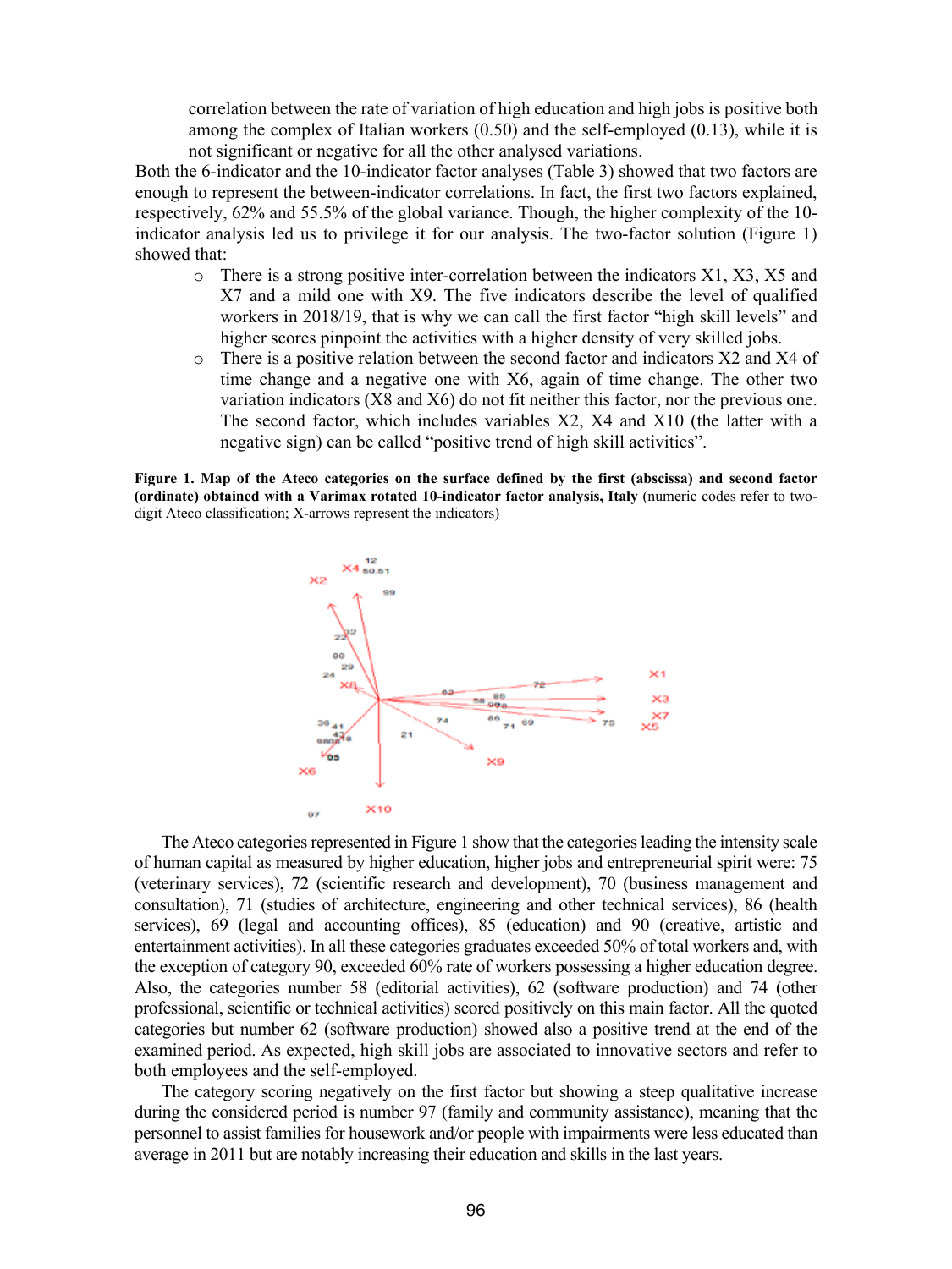correlation between the rate of variation of high education and high jobs is positive both among the complex of Italian workers (0.50) and the self-employed (0.13), while it is not significant or negative for all the other analysed variations.

Both the 6-indicator and the 10-indicator factor analyses (Table 3) showed that two factors are enough to represent the between-indicator correlations. In fact, the first two factors explained, respectively, 62% and 55.5% of the global variance. Though, the higher complexity of the 10-indicator analysis led us to privilege it for our analysis. The two-factor solution (Figure 1) showed that:

- There is a strong positive inter-correlation between the indicators X1, X3, X5 and X7 and a mild one with X9. The five indicators describe the level of qualified workers in 2018/19, that is why we can call the first factor "high skill levels" and higher scores pinpoint the activities with a higher density of very skilled jobs.
- There is a positive relation between the second factor and indicators X2 and X4 of time change and a negative one with X6, again of time change. The other two variation indicators (X8 and X6) do not fit neither this factor, nor the previous one. The second factor, which includes variables X2, X4 and X10 (the latter with a negative sign) can be called "positive trend of high skill activities".

**Figure 1. Map of the Ateco categories on the surface defined by the first (abscissa) and second factor (ordinate) obtained with a Varimax rotated 10-indicator factor analysis, Italy** (numeric codes refer to two-digit Ateco classification; X-arrows represent the indicators)

The Ateco categories represented in Figure 1 show that the categories leading the intensity scale of human capital as measured by higher education, higher jobs and entrepreneurial spirit were: 75 (veterinary services), 72 (scientific research and development), 70 (business management and consultation), 71 (studies of architecture, engineering and other technical services), 86 (health services), 69 (legal and accounting offices), 85 (education) and 90 (creative, artistic and entertainment activities). In all these categories graduates exceeded 50% of total workers and, with the exception of category 90, exceeded 60% rate of workers possessing a higher education degree. Also, the categories number 58 (editorial activities), 62 (software production) and 74 (other professional, scientific or technical activities) scored positively on this main factor. All the quoted categories but number 62 (software production) showed also a positive trend at the end of the examined period. As expected, high skill jobs are associated to innovative sectors and refer to both employees and the self-employed.

The category scoring negatively on the first factor but showing a steep qualitative increase during the considered period is number 97 (family and community assistance), meaning that the personnel to assist families for housework and/or people with impairments were less educated than average in 2011 but are notably increasing their education and skills in the last years.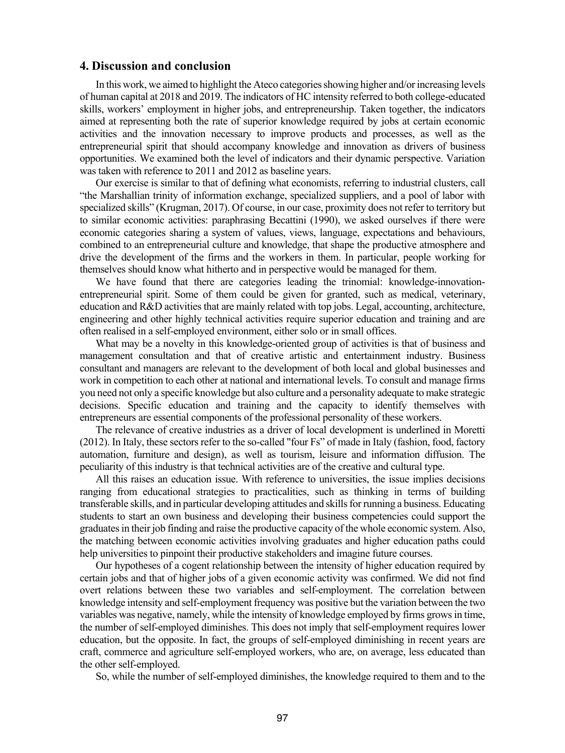## 4. Discussion and conclusion

In this work, we aimed to highlight the Ateco categories showing higher and/or increasing levels of human capital at 2018 and 2019. The indicators of HC intensity referred to both college-educated skills, workers' employment in higher jobs, and entrepreneurship. Taken together, the indicators aimed at representing both the rate of superior knowledge required by jobs at certain economic activities and the innovation necessary to improve products and processes, as well as the entrepreneurial spirit that should accompany knowledge and innovation as drivers of business opportunities. We examined both the level of indicators and their dynamic perspective. Variation was taken with reference to 2011 and 2012 as baseline years.

Our exercise is similar to that of defining what economists, referring to industrial clusters, call "the Marshallian trinity of information exchange, specialized suppliers, and a pool of labor with specialized skills" (Krugman, 2017). Of course, in our case, proximity does not refer to territory but to similar economic activities: paraphrasing Becattini (1990), we asked ourselves if there were economic categories sharing a system of values, views, language, expectations and behaviours, combined to an entrepreneurial culture and knowledge, that shape the productive atmosphere and drive the development of the firms and the workers in them. In particular, people working for themselves should know what hitherto and in perspective would be managed for them.

We have found that there are categories leading the trinomial: knowledge-innovation-entrepreneurial spirit. Some of them could be given for granted, such as medical, veterinary, education and R&D activities that are mainly related with top jobs. Legal, accounting, architecture, engineering and other highly technical activities require superior education and training and are often realised in a self-employed environment, either solo or in small offices.

What may be a novelty in this knowledge-oriented group of activities is that of business and management consultation and that of creative artistic and entertainment industry. Business consultant and managers are relevant to the development of both local and global businesses and work in competition to each other at national and international levels. To consult and manage firms you need not only a specific knowledge but also culture and a personality adequate to make strategic decisions. Specific education and training and the capacity to identify themselves with entrepreneurs are essential components of the professional personality of these workers.

The relevance of creative industries as a driver of local development is underlined in Moretti (2012). In Italy, these sectors refer to the so-called "four Fs" of made in Italy (fashion, food, factory automation, furniture and design), as well as tourism, leisure and information diffusion. The peculiarity of this industry is that technical activities are of the creative and cultural type.

All this raises an education issue. With reference to universities, the issue implies decisions ranging from educational strategies to practicalities, such as thinking in terms of building transferable skills, and in particular developing attitudes and skills for running a business. Educating students to start an own business and developing their business competencies could support the graduates in their job finding and raise the productive capacity of the whole economic system. Also, the matching between economic activities involving graduates and higher education paths could help universities to pinpoint their productive stakeholders and imagine future courses.

Our hypotheses of a cogent relationship between the intensity of higher education required by certain jobs and that of higher jobs of a given economic activity was confirmed. We did not find overt relations between these two variables and self-employment. The correlation between knowledge intensity and self-employment frequency was positive but the variation between the two variables was negative, namely, while the intensity of knowledge employed by firms grows in time, the number of self-employed diminishes. This does not imply that self-employment requires lower education, but the opposite. In fact, the groups of self-employed diminishing in recent years are craft, commerce and agriculture self-employed workers, who are, on average, less educated than the other self-employed.

So, while the number of self-employed diminishes, the knowledge required to them and to the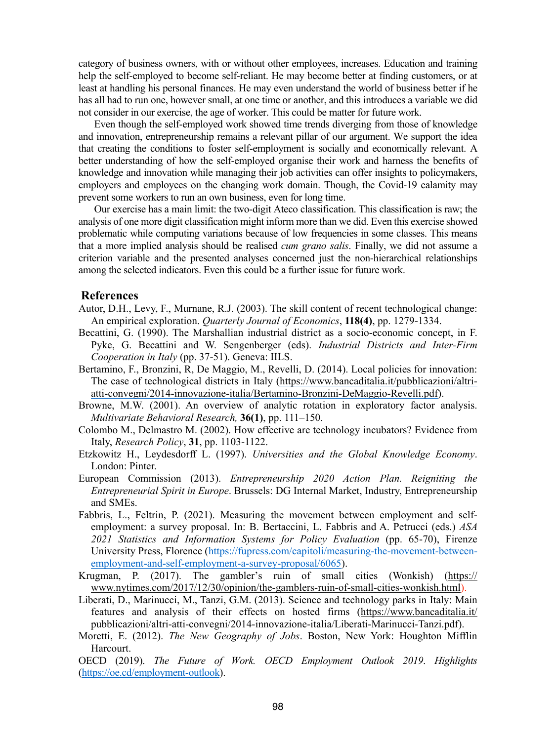category of business owners, with or without other employees, increases. Education and training help the self-employed to become self-reliant. He may become better at finding customers, or at least at handling his personal finances. He may even understand the world of business better if he has all had to run one, however small, at one time or another, and this introduces a variable we did not consider in our exercise, the age of worker. This could be matter for future work.

Even though the self-employed work showed time trends diverging from those of knowledge and innovation, entrepreneurship remains a relevant pillar of our argument. We support the idea that creating the conditions to foster self-employment is socially and economically relevant. A better understanding of how the self-employed organise their work and harness the benefits of knowledge and innovation while managing their job activities can offer insights to policymakers, employers and employees on the changing work domain. Though, the Covid-19 calamity may prevent some workers to run an own business, even for long time.

Our exercise has a main limit: the two-digit Ateco classification. This classification is raw; the analysis of one more digit classification might inform more than we did. Even this exercise showed problematic while computing variations because of low frequencies in some classes. This means that a more implied analysis should be realised *cum grano salis*. Finally, we did not assume a criterion variable and the presented analyses concerned just the non-hierarchical relationships among the selected indicators. Even this could be a further issue for future work.

## References

Autor, D.H., Levy, F., Murnane, R.J. (2003). The skill content of recent technological change: An empirical exploration. *Quarterly Journal of Economics*, **118(4)**, pp. 1279-1334.

Becattini, G. (1990). The Marshallian industrial district as a socio-economic concept, in F. Pyke, G. Becattini and W. Sengenberger (eds). *Industrial Districts and Inter-Firm Cooperation in Italy* (pp. 37-51). Geneva: IILS.

Bertamino, F., Bronzini, R, De Maggio, M., Revelli, D. (2014). Local policies for innovation: The case of technological districts in Italy (https://www.bancaditalia.it/pubblicazioni/altri-atti-convegni/2014-innovazione-italia/Bertamino-Bronzini-DeMaggio-Revelli.pdf).

Browne, M.W. (2001). An overview of analytic rotation in exploratory factor analysis. *Multivariate Behavioral Research,* **36(1)**, pp. 111–150.

Colombo M., Delmastro M. (2002). How effective are technology incubators? Evidence from Italy, *Research Policy*, **31**, pp. 1103-1122.

Etzkowitz H., Leydesdorff L. (1997). *Universities and the Global Knowledge Economy*. London: Pinter.

European Commission (2013). *Entrepreneurship 2020 Action Plan. Reigniting the Entrepreneurial Spirit in Europe*. Brussels: DG Internal Market, Industry, Entrepreneurship and SMEs.

Fabbris, L., Feltrin, P. (2021). Measuring the movement between employment and self-employment: a survey proposal. In: B. Bertaccini, L. Fabbris and A. Petrucci (eds.) *ASA 2021 Statistics and Information Systems for Policy Evaluation* (pp. 65-70), Firenze University Press, Florence (https://fupress.com/capitoli/measuring-the-movement-between-employment-and-self-employment-a-survey-proposal/6065).

Krugman, P. (2017). The gambler's ruin of small cities (Wonkish) (https://www.nytimes.com/2017/12/30/opinion/the-gamblers-ruin-of-small-cities-wonkish.html).

Liberati, D., Marinucci, M., Tanzi, G.M. (2013). Science and technology parks in Italy: Main features and analysis of their effects on hosted firms (https://www.bancaditalia.it/pubblicazioni/altri-atti-convegni/2014-innovazione-italia/Liberati-Marinucci-Tanzi.pdf).

Moretti, E. (2012). *The New Geography of Jobs*. Boston, New York: Houghton Mifflin Harcourt.

OECD (2019). *The Future of Work. OECD Employment Outlook 2019. Highlights* (https://oe.cd/employment-outlook).